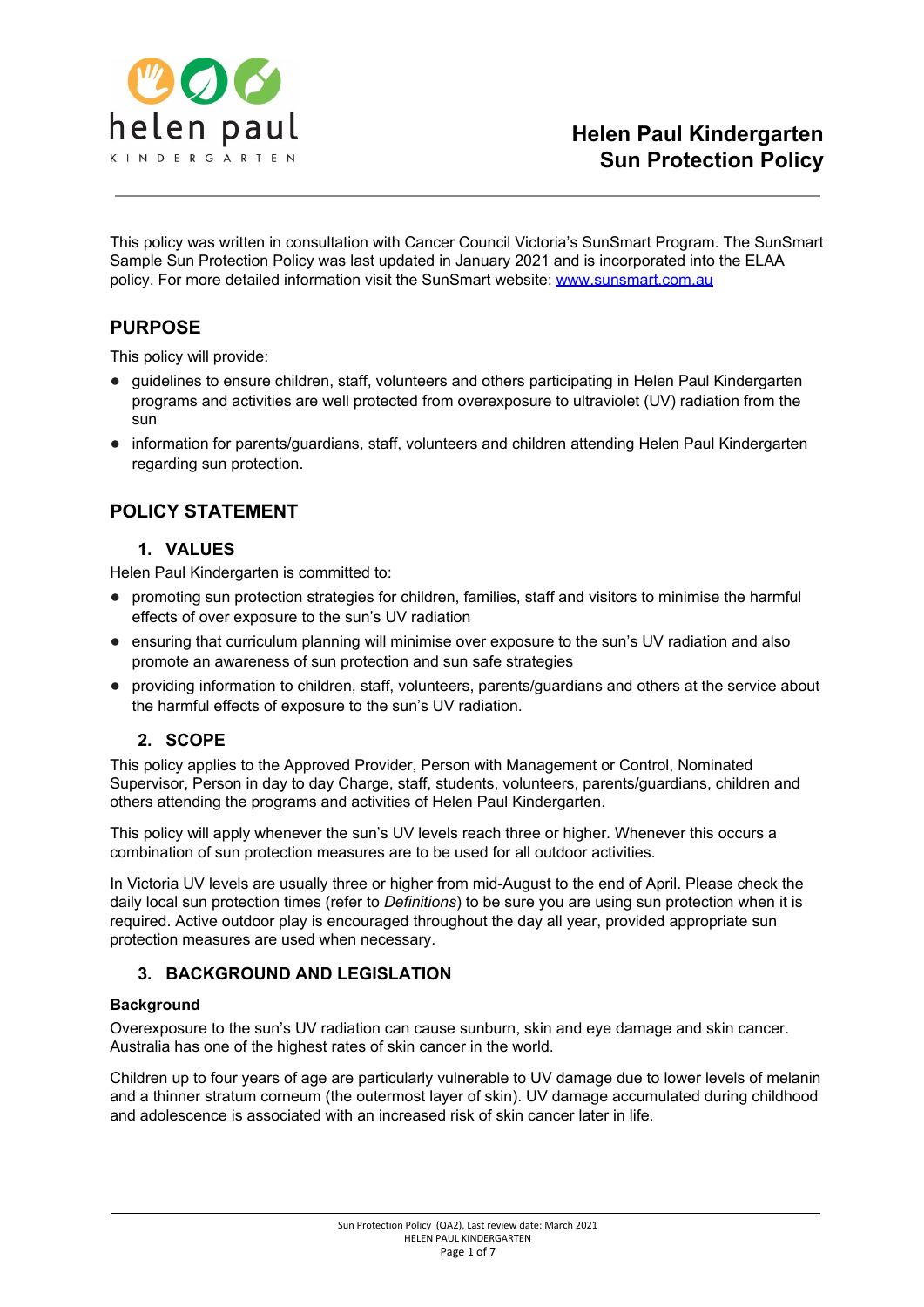helen paul

KINDERGARTEN

# Helen Paul Kindergarten
# Sun Protection Policy

This policy was written in consultation with Cancer Council Victoria's SunSmart Program. The SunSmart Sample Sun Protection Policy was last updated in January 2021 and is incorporated into the ELAA policy. For more detailed information visit the SunSmart website: [www.sunsmart.com.au](http://www.sunsmart.com.au)

## PURPOSE

This policy will provide:

- guidelines to ensure children, staff, volunteers and others participating in Helen Paul Kindergarten programs and activities are well protected from overexposure to ultraviolet (UV) radiation from the sun
- information for parents/guardians, staff, volunteers and children attending Helen Paul Kindergarten regarding sun protection.

## POLICY STATEMENT

### 1. VALUES

Helen Paul Kindergarten is committed to:

- promoting sun protection strategies for children, families, staff and visitors to minimise the harmful effects of over exposure to the sun's UV radiation
- ensuring that curriculum planning will minimise over exposure to the sun's UV radiation and also promote an awareness of sun protection and sun safe strategies
- providing information to children, staff, volunteers, parents/guardians and others at the service about the harmful effects of exposure to the sun's UV radiation.

### 2. SCOPE

This policy applies to the Approved Provider, Person with Management or Control, Nominated Supervisor, Person in day to day Charge, staff, students, volunteers, parents/guardians, children and others attending the programs and activities of Helen Paul Kindergarten.

This policy will apply whenever the sun's UV levels reach three or higher. Whenever this occurs a combination of sun protection measures are to be used for all outdoor activities.

In Victoria UV levels are usually three or higher from mid-August to the end of April. Please check the daily local sun protection times (refer to *Definitions*) to be sure you are using sun protection when it is required. Active outdoor play is encouraged throughout the day all year, provided appropriate sun protection measures are used when necessary.

### 3. BACKGROUND AND LEGISLATION

**Background**

Overexposure to the sun's UV radiation can cause sunburn, skin and eye damage and skin cancer. Australia has one of the highest rates of skin cancer in the world.

Children up to four years of age are particularly vulnerable to UV damage due to lower levels of melanin and a thinner stratum corneum (the outermost layer of skin). UV damage accumulated during childhood and adolescence is associated with an increased risk of skin cancer later in life.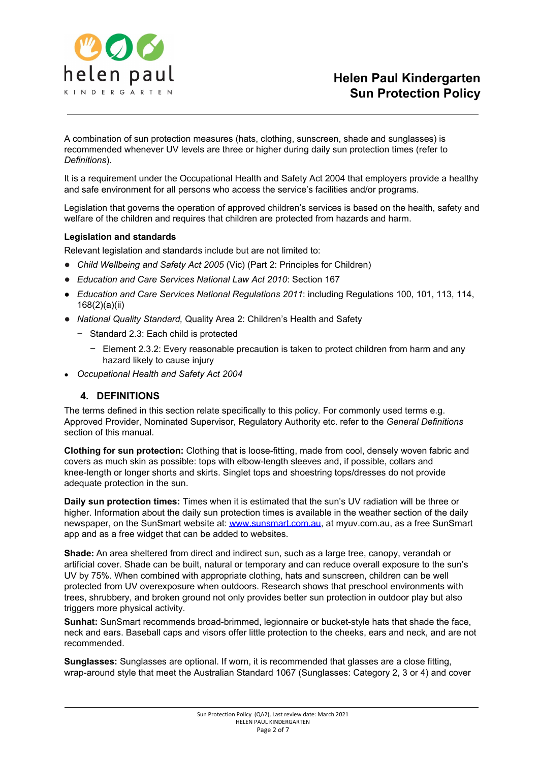A combination of sun protection measures (hats, clothing, sunscreen, shade and sunglasses) is recommended whenever UV levels are three or higher during daily sun protection times (refer to *Definitions*).

It is a requirement under the Occupational Health and Safety Act 2004 that employers provide a healthy and safe environment for all persons who access the service's facilities and/or programs.

Legislation that governs the operation of approved children's services is based on the health, safety and welfare of the children and requires that children are protected from hazards and harm.

**Legislation and standards**

Relevant legislation and standards include but are not limited to:

- *Child Wellbeing and Safety Act 2005* (Vic) (Part 2: Principles for Children)
- *Education and Care Services National Law Act 2010*: Section 167
- *Education and Care Services National Regulations 2011*: including Regulations 100, 101, 113, 114, 168(2)(a)(ii)
- *National Quality Standard,* Quality Area 2: Children's Health and Safety
  - Standard 2.3: Each child is protected
    - Element 2.3.2: Every reasonable precaution is taken to protect children from harm and any hazard likely to cause injury
- *Occupational Health and Safety Act 2004*

## 4. DEFINITIONS

The terms defined in this section relate specifically to this policy. For commonly used terms e.g. Approved Provider, Nominated Supervisor, Regulatory Authority etc. refer to the *General Definitions* section of this manual.

**Clothing for sun protection:** Clothing that is loose-fitting, made from cool, densely woven fabric and covers as much skin as possible: tops with elbow-length sleeves and, if possible, collars and knee-length or longer shorts and skirts. Singlet tops and shoestring tops/dresses do not provide adequate protection in the sun.

**Daily sun protection times:** Times when it is estimated that the sun's UV radiation will be three or higher. Information about the daily sun protection times is available in the weather section of the daily newspaper, on the SunSmart website at: www.sunsmart.com.au, at myuv.com.au, as a free SunSmart app and as a free widget that can be added to websites.

**Shade:** An area sheltered from direct and indirect sun, such as a large tree, canopy, verandah or artificial cover. Shade can be built, natural or temporary and can reduce overall exposure to the sun's UV by 75%. When combined with appropriate clothing, hats and sunscreen, children can be well protected from UV overexposure when outdoors. Research shows that preschool environments with trees, shrubbery, and broken ground not only provides better sun protection in outdoor play but also triggers more physical activity.

**Sunhat:** SunSmart recommends broad-brimmed, legionnaire or bucket-style hats that shade the face, neck and ears. Baseball caps and visors offer little protection to the cheeks, ears and neck, and are not recommended.

**Sunglasses:** Sunglasses are optional. If worn, it is recommended that glasses are a close fitting, wrap-around style that meet the Australian Standard 1067 (Sunglasses: Category 2, 3 or 4) and cover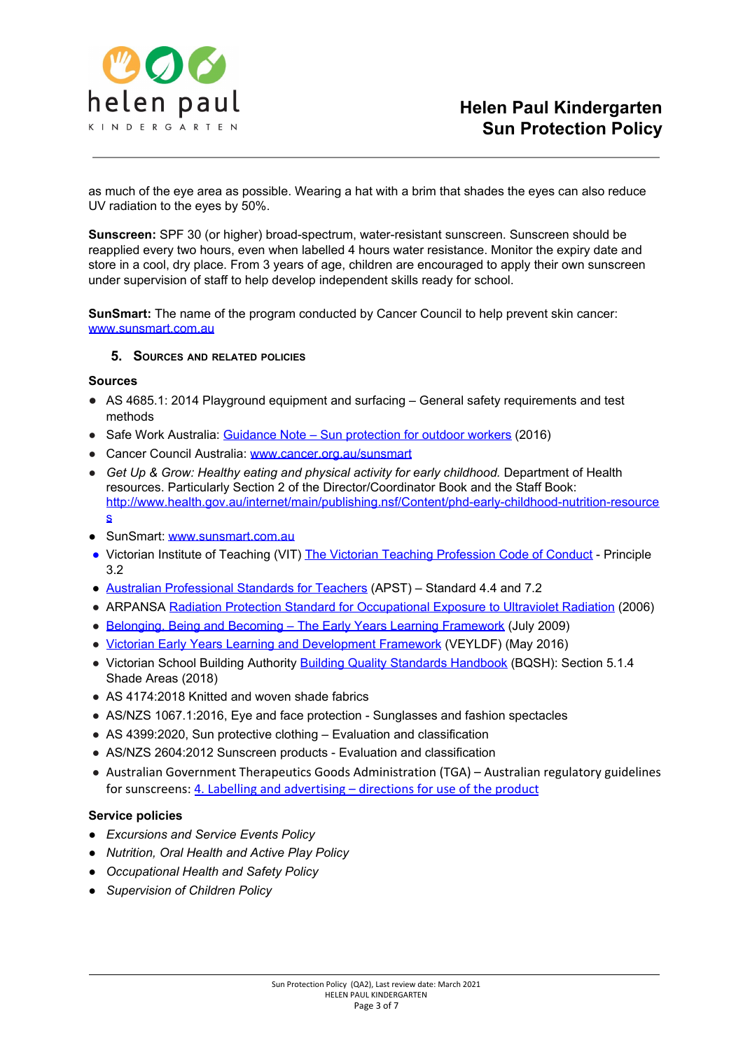as much of the eye area as possible. Wearing a hat with a brim that shades the eyes can also reduce UV radiation to the eyes by 50%.

**Sunscreen:** SPF 30 (or higher) broad-spectrum, water-resistant sunscreen. Sunscreen should be reapplied every two hours, even when labelled 4 hours water resistance. Monitor the expiry date and store in a cool, dry place. From 3 years of age, children are encouraged to apply their own sunscreen under supervision of staff to help develop independent skills ready for school.

**SunSmart:** The name of the program conducted by Cancer Council to help prevent skin cancer: www.sunsmart.com.au

## 5. Sources and related policies

**Sources**

- AS 4685.1: 2014 Playground equipment and surfacing – General safety requirements and test methods
- Safe Work Australia: Guidance Note – Sun protection for outdoor workers (2016)
- Cancer Council Australia: www.cancer.org.au/sunsmart
- *Get Up & Grow: Healthy eating and physical activity for early childhood.* Department of Health resources. Particularly Section 2 of the Director/Coordinator Book and the Staff Book: http://www.health.gov.au/internet/main/publishing.nsf/Content/phd-early-childhood-nutrition-resources
- SunSmart: www.sunsmart.com.au
- Victorian Institute of Teaching (VIT) The Victorian Teaching Profession Code of Conduct - Principle 3.2
- Australian Professional Standards for Teachers (APST) – Standard 4.4 and 7.2
- ARPANSA Radiation Protection Standard for Occupational Exposure to Ultraviolet Radiation (2006)
- Belonging, Being and Becoming – The Early Years Learning Framework (July 2009)
- Victorian Early Years Learning and Development Framework (VEYLDF) (May 2016)
- Victorian School Building Authority Building Quality Standards Handbook (BQSH): Section 5.1.4 Shade Areas (2018)
- AS 4174:2018 Knitted and woven shade fabrics
- AS/NZS 1067.1:2016, Eye and face protection - Sunglasses and fashion spectacles
- AS 4399:2020, Sun protective clothing – Evaluation and classification
- AS/NZS 2604:2012 Sunscreen products - Evaluation and classification
- Australian Government Therapeutics Goods Administration (TGA) – Australian regulatory guidelines for sunscreens: 4. Labelling and advertising – directions for use of the product

**Service policies**

- *Excursions and Service Events Policy*
- *Nutrition, Oral Health and Active Play Policy*
- *Occupational Health and Safety Policy*
- *Supervision of Children Policy*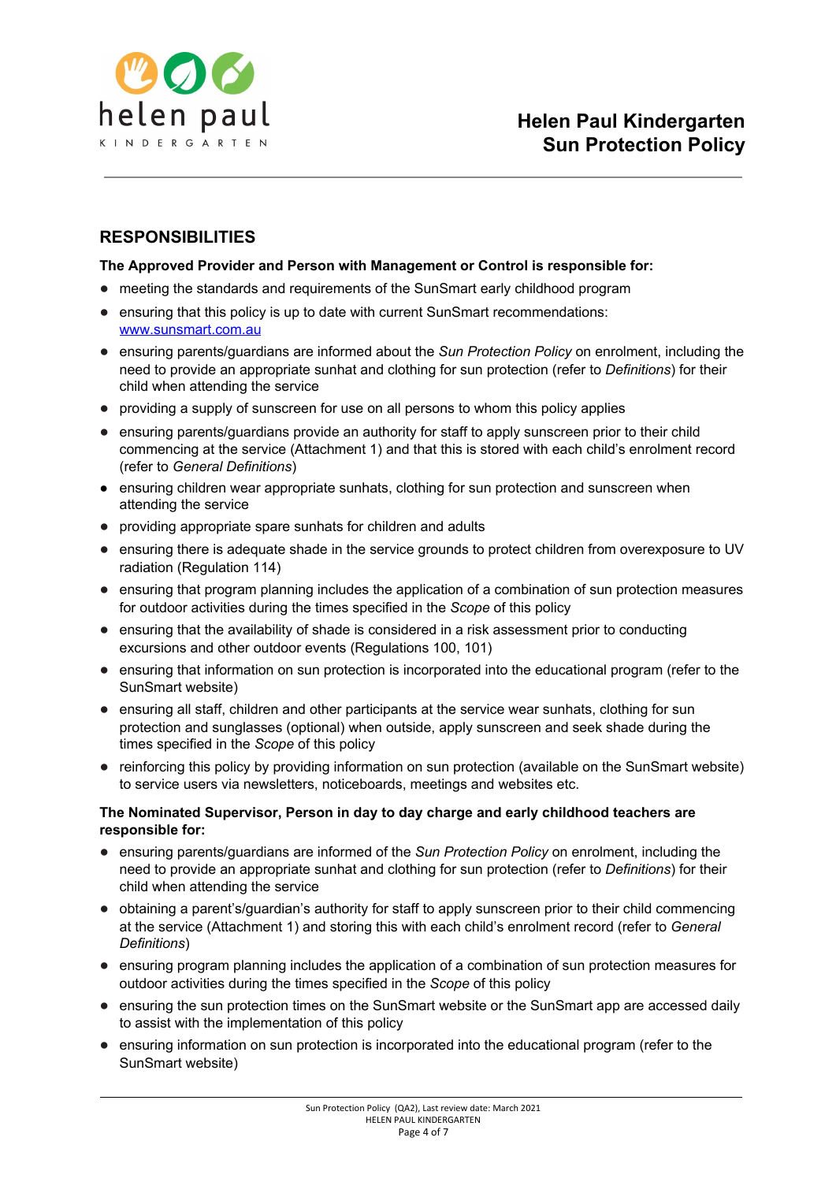## RESPONSIBILITIES

**The Approved Provider and Person with Management or Control is responsible for:**

- meeting the standards and requirements of the SunSmart early childhood program
- ensuring that this policy is up to date with current SunSmart recommendations: www.sunsmart.com.au
- ensuring parents/guardians are informed about the *Sun Protection Policy* on enrolment, including the need to provide an appropriate sunhat and clothing for sun protection (refer to *Definitions*) for their child when attending the service
- providing a supply of sunscreen for use on all persons to whom this policy applies
- ensuring parents/guardians provide an authority for staff to apply sunscreen prior to their child commencing at the service (Attachment 1) and that this is stored with each child's enrolment record (refer to *General Definitions*)
- ensuring children wear appropriate sunhats, clothing for sun protection and sunscreen when attending the service
- providing appropriate spare sunhats for children and adults
- ensuring there is adequate shade in the service grounds to protect children from overexposure to UV radiation (Regulation 114)
- ensuring that program planning includes the application of a combination of sun protection measures for outdoor activities during the times specified in the *Scope* of this policy
- ensuring that the availability of shade is considered in a risk assessment prior to conducting excursions and other outdoor events (Regulations 100, 101)
- ensuring that information on sun protection is incorporated into the educational program (refer to the SunSmart website)
- ensuring all staff, children and other participants at the service wear sunhats, clothing for sun protection and sunglasses (optional) when outside, apply sunscreen and seek shade during the times specified in the *Scope* of this policy
- reinforcing this policy by providing information on sun protection (available on the SunSmart website) to service users via newsletters, noticeboards, meetings and websites etc.

**The Nominated Supervisor, Person in day to day charge and early childhood teachers are responsible for:**

- ensuring parents/guardians are informed of the *Sun Protection Policy* on enrolment, including the need to provide an appropriate sunhat and clothing for sun protection (refer to *Definitions*) for their child when attending the service
- obtaining a parent's/guardian's authority for staff to apply sunscreen prior to their child commencing at the service (Attachment 1) and storing this with each child's enrolment record (refer to *General Definitions*)
- ensuring program planning includes the application of a combination of sun protection measures for outdoor activities during the times specified in the *Scope* of this policy
- ensuring the sun protection times on the SunSmart website or the SunSmart app are accessed daily to assist with the implementation of this policy
- ensuring information on sun protection is incorporated into the educational program (refer to the SunSmart website)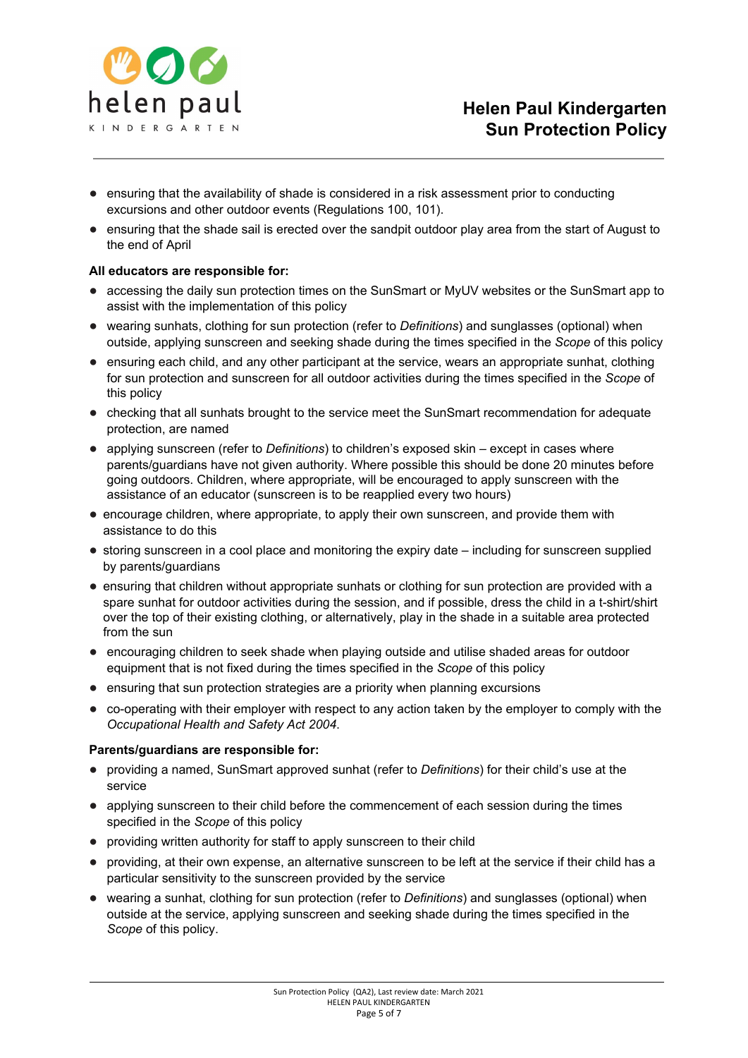- ensuring that the availability of shade is considered in a risk assessment prior to conducting excursions and other outdoor events (Regulations 100, 101).
- ensuring that the shade sail is erected over the sandpit outdoor play area from the start of August to the end of April

**All educators are responsible for:**

- accessing the daily sun protection times on the SunSmart or MyUV websites or the SunSmart app to assist with the implementation of this policy
- wearing sunhats, clothing for sun protection (refer to *Definitions*) and sunglasses (optional) when outside, applying sunscreen and seeking shade during the times specified in the *Scope* of this policy
- ensuring each child, and any other participant at the service, wears an appropriate sunhat, clothing for sun protection and sunscreen for all outdoor activities during the times specified in the *Scope* of this policy
- checking that all sunhats brought to the service meet the SunSmart recommendation for adequate protection, are named
- applying sunscreen (refer to *Definitions*) to children's exposed skin – except in cases where parents/guardians have not given authority. Where possible this should be done 20 minutes before going outdoors. Children, where appropriate, will be encouraged to apply sunscreen with the assistance of an educator (sunscreen is to be reapplied every two hours)
- encourage children, where appropriate, to apply their own sunscreen, and provide them with assistance to do this
- storing sunscreen in a cool place and monitoring the expiry date – including for sunscreen supplied by parents/guardians
- ensuring that children without appropriate sunhats or clothing for sun protection are provided with a spare sunhat for outdoor activities during the session, and if possible, dress the child in a t-shirt/shirt over the top of their existing clothing, or alternatively, play in the shade in a suitable area protected from the sun
- encouraging children to seek shade when playing outside and utilise shaded areas for outdoor equipment that is not fixed during the times specified in the *Scope* of this policy
- ensuring that sun protection strategies are a priority when planning excursions
- co-operating with their employer with respect to any action taken by the employer to comply with the *Occupational Health and Safety Act 2004*.

**Parents/guardians are responsible for:**

- providing a named, SunSmart approved sunhat (refer to *Definitions*) for their child's use at the service
- applying sunscreen to their child before the commencement of each session during the times specified in the *Scope* of this policy
- providing written authority for staff to apply sunscreen to their child
- providing, at their own expense, an alternative sunscreen to be left at the service if their child has a particular sensitivity to the sunscreen provided by the service
- wearing a sunhat, clothing for sun protection (refer to *Definitions*) and sunglasses (optional) when outside at the service, applying sunscreen and seeking shade during the times specified in the *Scope* of this policy.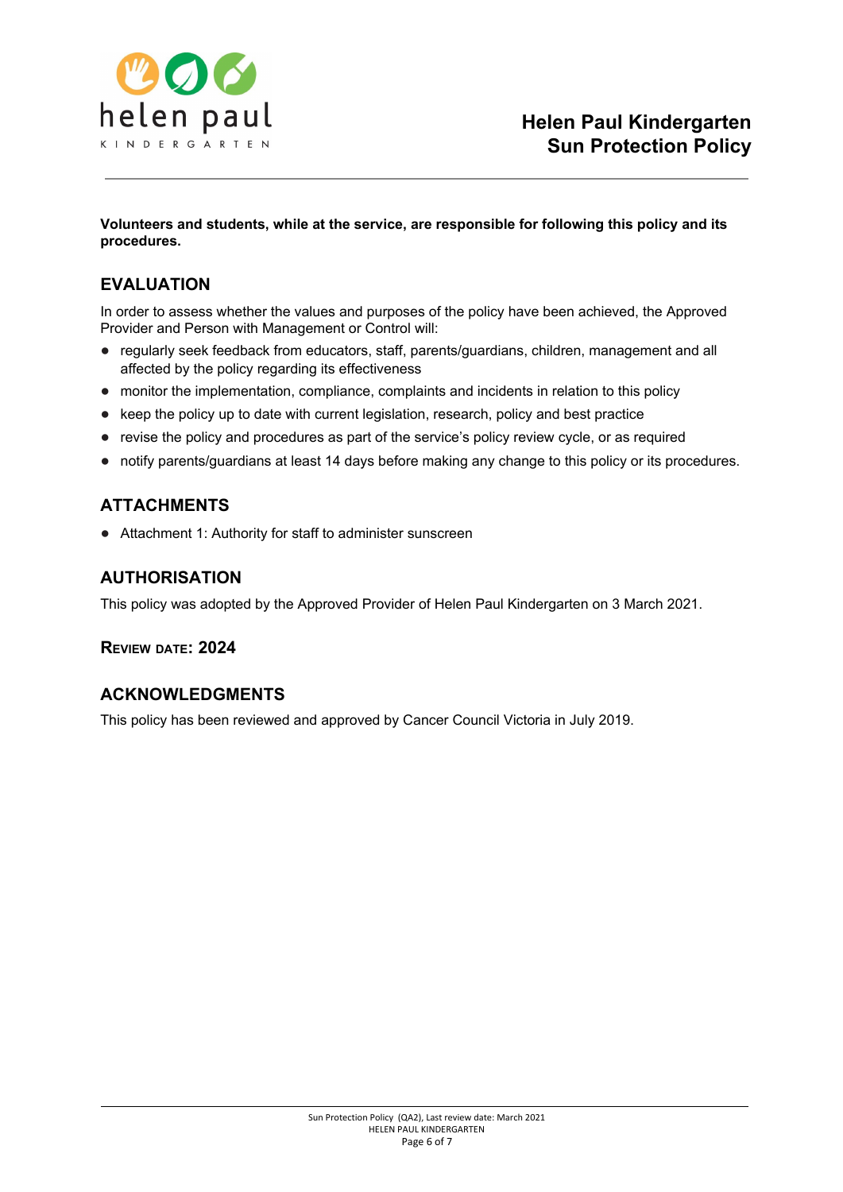**Volunteers and students, while at the service, are responsible for following this policy and its procedures.**

## EVALUATION

In order to assess whether the values and purposes of the policy have been achieved, the Approved Provider and Person with Management or Control will:

- regularly seek feedback from educators, staff, parents/guardians, children, management and all affected by the policy regarding its effectiveness
- monitor the implementation, compliance, complaints and incidents in relation to this policy
- keep the policy up to date with current legislation, research, policy and best practice
- revise the policy and procedures as part of the service's policy review cycle, or as required
- notify parents/guardians at least 14 days before making any change to this policy or its procedures.

## ATTACHMENTS

- Attachment 1: Authority for staff to administer sunscreen

## AUTHORISATION

This policy was adopted by the Approved Provider of Helen Paul Kindergarten on 3 March 2021.

**REVIEW DATE: 2024**

## ACKNOWLEDGMENTS

This policy has been reviewed and approved by Cancer Council Victoria in July 2019.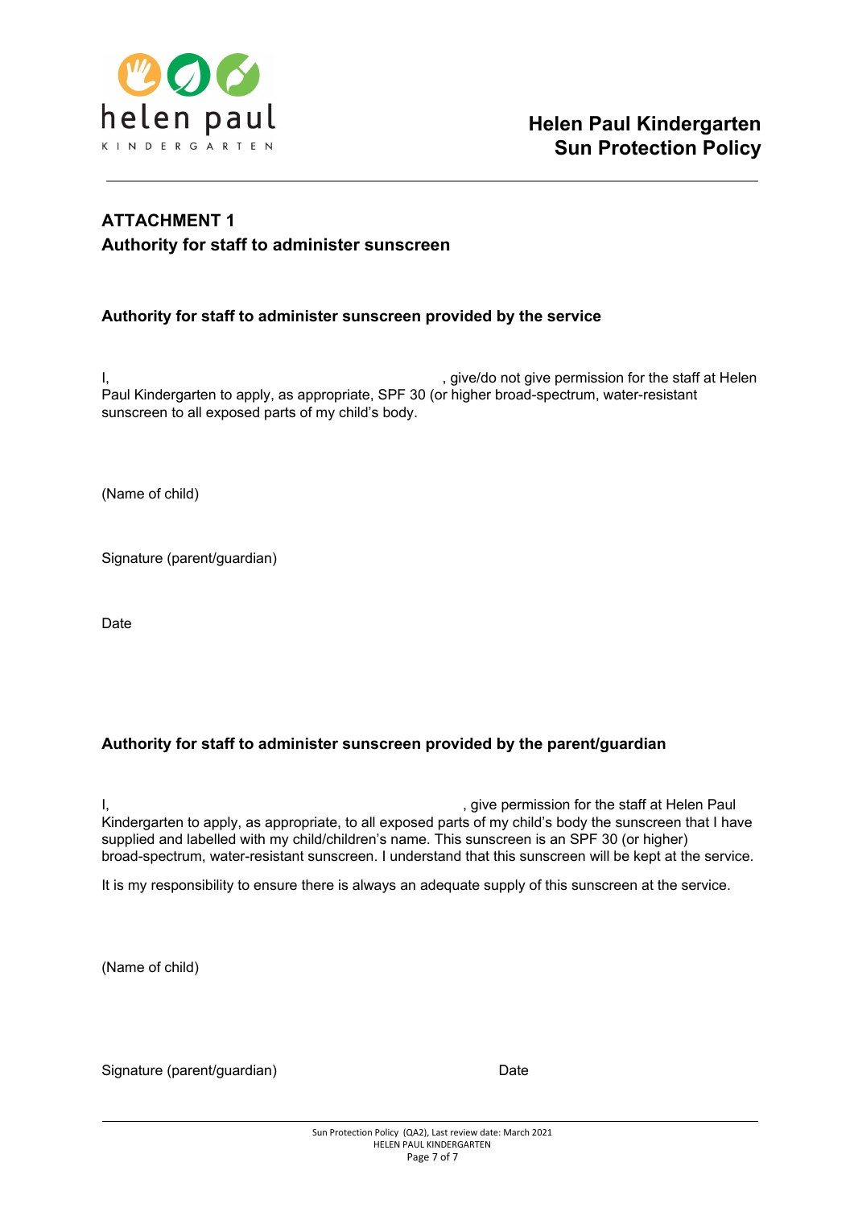## ATTACHMENT 1
## Authority for staff to administer sunscreen

### Authority for staff to administer sunscreen provided by the service

I, , give/do not give permission for the staff at Helen Paul Kindergarten to apply, as appropriate, SPF 30 (or higher broad-spectrum, water-resistant sunscreen to all exposed parts of my child's body.

(Name of child)

Signature (parent/guardian)

Date

### Authority for staff to administer sunscreen provided by the parent/guardian

I, , give permission for the staff at Helen Paul Kindergarten to apply, as appropriate, to all exposed parts of my child's body the sunscreen that I have supplied and labelled with my child/children's name. This sunscreen is an SPF 30 (or higher) broad-spectrum, water-resistant sunscreen. I understand that this sunscreen will be kept at the service.

It is my responsibility to ensure there is always an adequate supply of this sunscreen at the service.

(Name of child)

Signature (parent/guardian) Date